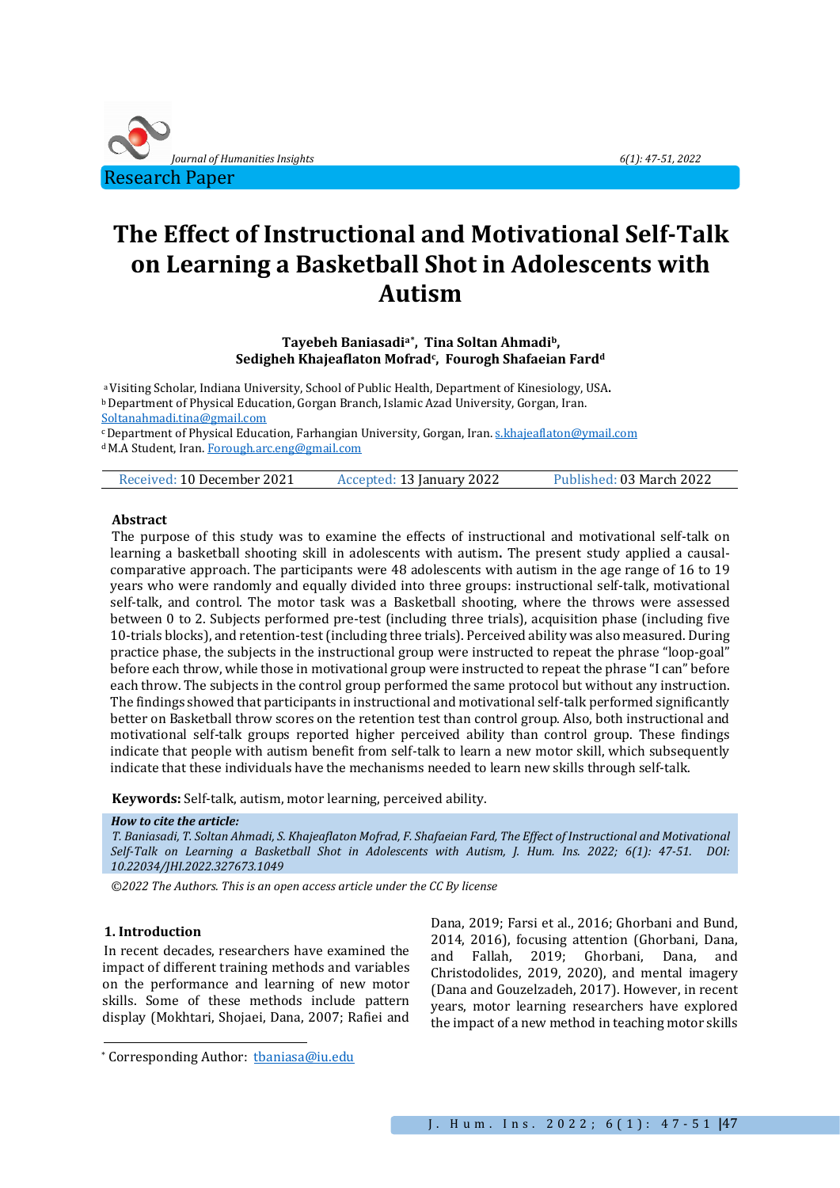Research Paper

# The Effect of Instructional and Motivational Self-Talk on Learning a Basketball Shot in Adolescents with Autism

**Tayebeh Baniasadi[a*], Tina Soltan Ahmadi[b], Sedigheh Khajeaflaton Mofrad[c], Fourogh Shafaeian Fard[d]**

[a] Visiting Scholar, Indiana University, School of Public Health, Department of Kinesiology, USA.
[b] Department of Physical Education, Gorgan Branch, Islamic Azad University, Gorgan, Iran. Soltanahmadi.tina@gmail.com
[c] Department of Physical Education, Farhangian University, Gorgan, Iran. s.khajeaflaton@ymail.com
[d] M.A Student, Iran. Forough.arc.eng@gmail.com

Received: 10 December 2021 Accepted: 13 January 2022 Published: 03 March 2022

### Abstract

The purpose of this study was to examine the effects of instructional and motivational self-talk on learning a basketball shooting skill in adolescents with autism**.** The present study applied a causal-comparative approach. The participants were 48 adolescents with autism in the age range of 16 to 19 years who were randomly and equally divided into three groups: instructional self-talk, motivational self-talk, and control. The motor task was a Basketball shooting, where the throws were assessed between 0 to 2. Subjects performed pre-test (including three trials), acquisition phase (including five 10-trials blocks), and retention-test (including three trials). Perceived ability was also measured. During practice phase, the subjects in the instructional group were instructed to repeat the phrase "loop-goal" before each throw, while those in motivational group were instructed to repeat the phrase "I can" before each throw. The subjects in the control group performed the same protocol but without any instruction. The findings showed that participants in instructional and motivational self-talk performed significantly better on Basketball throw scores on the retention test than control group. Also, both instructional and motivational self-talk groups reported higher perceived ability than control group. These findings indicate that people with autism benefit from self-talk to learn a new motor skill, which subsequently indicate that these individuals have the mechanisms needed to learn new skills through self-talk.

**Keywords:** Self-talk, autism, motor learning, perceived ability.

***How to cite the article:***
*T. Baniasadi, T. Soltan Ahmadi, S. Khajeaflaton Mofrad, F. Shafaeian Fard, The Effect of Instructional and Motivational Self-Talk on Learning a Basketball Shot in Adolescents with Autism, J. Hum. Ins. 2022; 6(1): 47-51. DOI: 10.22034/JHI.2022.327673.1049*

*©2022 The Authors. This is an open access article under the CC By license*

## 1. Introduction

In recent decades, researchers have examined the impact of different training methods and variables on the performance and learning of new motor skills. Some of these methods include pattern display (Mokhtari, Shojaei, Dana, 2007; Rafiei and Dana, 2019; Farsi et al., 2016; Ghorbani and Bund, 2014, 2016), focusing attention (Ghorbani, Dana, and Fallah, 2019; Ghorbani, Dana, and Christodolides, 2019, 2020), and mental imagery (Dana and Gouzelzadeh, 2017). However, in recent years, motor learning researchers have explored the impact of a new method in teaching motor skills

[*] Corresponding Author: tbaniasa@iu.edu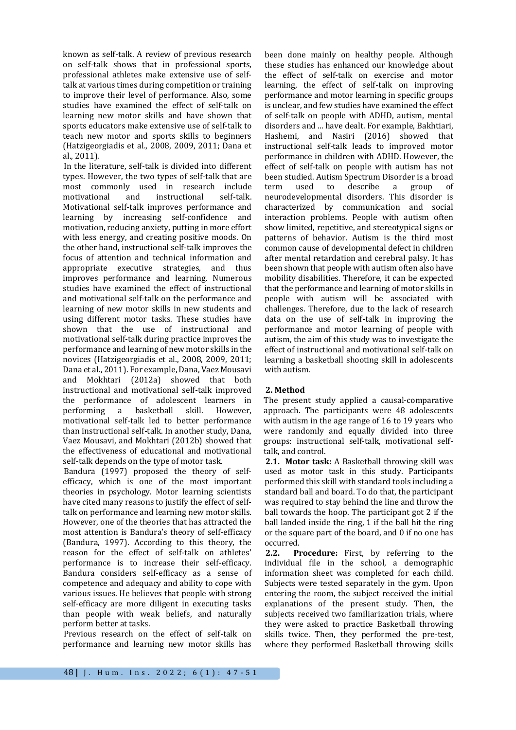known as self-talk. A review of previous research on self-talk shows that in professional sports, professional athletes make extensive use of self-talk at various times during competition or training to improve their level of performance. Also, some studies have examined the effect of self-talk on learning new motor skills and have shown that sports educators make extensive use of self-talk to teach new motor and sports skills to beginners (Hatzigeorgiadis et al., 2008, 2009, 2011; Dana et al., 2011).

In the literature, self-talk is divided into different types. However, the two types of self-talk that are most commonly used in research include motivational and instructional self-talk. Motivational self-talk improves performance and learning by increasing self-confidence and motivation, reducing anxiety, putting in more effort with less energy, and creating positive moods. On the other hand, instructional self-talk improves the focus of attention and technical information and appropriate executive strategies, and thus improves performance and learning. Numerous studies have examined the effect of instructional and motivational self-talk on the performance and learning of new motor skills in new students and using different motor tasks. These studies have shown that the use of instructional and motivational self-talk during practice improves the performance and learning of new motor skills in the novices (Hatzigeorgiadis et al., 2008, 2009, 2011; Dana et al., 2011). For example, Dana, Vaez Mousavi and Mokhtari (2012a) showed that both instructional and motivational self-talk improved the performance of adolescent learners in performing a basketball skill. However, motivational self-talk led to better performance than instructional self-talk. In another study, Dana, Vaez Mousavi, and Mokhtari (2012b) showed that the effectiveness of educational and motivational self-talk depends on the type of motor task.

Bandura (1997) proposed the theory of self-efficacy, which is one of the most important theories in psychology. Motor learning scientists have cited many reasons to justify the effect of self-talk on performance and learning new motor skills. However, one of the theories that has attracted the most attention is Bandura's theory of self-efficacy (Bandura, 1997). According to this theory, the reason for the effect of self-talk on athletes' performance is to increase their self-efficacy. Bandura considers self-efficacy as a sense of competence and adequacy and ability to cope with various issues. He believes that people with strong self-efficacy are more diligent in executing tasks than people with weak beliefs, and naturally perform better at tasks.

Previous research on the effect of self-talk on performance and learning new motor skills has been done mainly on healthy people. Although these studies has enhanced our knowledge about the effect of self-talk on exercise and motor learning, the effect of self-talk on improving performance and motor learning in specific groups is unclear, and few studies have examined the effect of self-talk on people with ADHD, autism, mental disorders and ... have dealt. For example, Bakhtiari, Hashemi, and Nasiri (2016) showed that instructional self-talk leads to improved motor performance in children with ADHD. However, the effect of self-talk on people with autism has not been studied. Autism Spectrum Disorder is a broad term used to describe a group of neurodevelopmental disorders. This disorder is characterized by communication and social interaction problems. People with autism often show limited, repetitive, and stereotypical signs or patterns of behavior. Autism is the third most common cause of developmental defect in children after mental retardation and cerebral palsy. It has been shown that people with autism often also have mobility disabilities. Therefore, it can be expected that the performance and learning of motor skills in people with autism will be associated with challenges. Therefore, due to the lack of research data on the use of self-talk in improving the performance and motor learning of people with autism, the aim of this study was to investigate the effect of instructional and motivational self-talk on learning a basketball shooting skill in adolescents with autism.

## 2. Method

The present study applied a causal-comparative approach. The participants were 48 adolescents with autism in the age range of 16 to 19 years who were randomly and equally divided into three groups: instructional self-talk, motivational self-talk, and control.

**2.1. Motor task:** A Basketball throwing skill was used as motor task in this study. Participants performed this skill with standard tools including a standard ball and board. To do that, the participant was required to stay behind the line and throw the ball towards the hoop. The participant got 2 if the ball landed inside the ring, 1 if the ball hit the ring or the square part of the board, and 0 if no one has occurred.

**2.2. Procedure:** First, by referring to the individual file in the school, a demographic information sheet was completed for each child. Subjects were tested separately in the gym. Upon entering the room, the subject received the initial explanations of the present study. Then, the subjects received two familiarization trials, where they were asked to practice Basketball throwing skills twice. Then, they performed the pre-test, where they performed Basketball throwing skills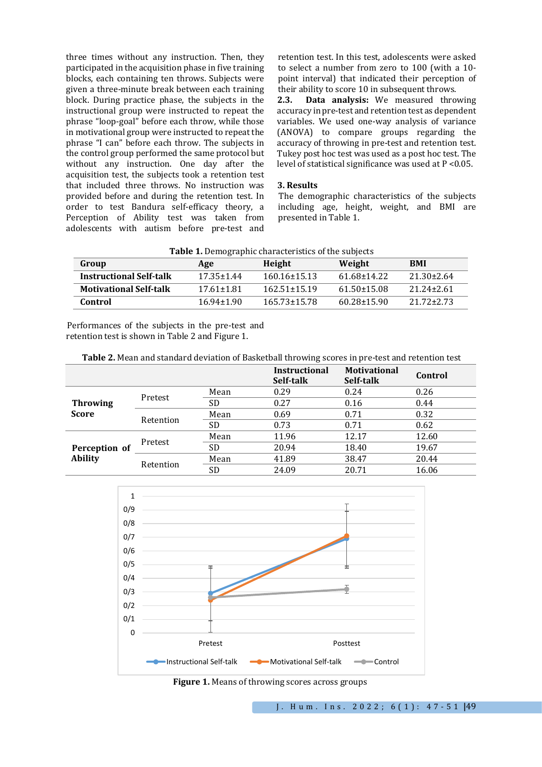three times without any instruction. Then, they participated in the acquisition phase in five training blocks, each containing ten throws. Subjects were given a three-minute break between each training block. During practice phase, the subjects in the instructional group were instructed to repeat the phrase "loop-goal" before each throw, while those in motivational group were instructed to repeat the phrase "I can" before each throw. The subjects in the control group performed the same protocol but without any instruction. One day after the acquisition test, the subjects took a retention test that included three throws. No instruction was provided before and during the retention test. In order to test Bandura self-efficacy theory, a Perception of Ability test was taken from adolescents with autism before pre-test and retention test. In this test, adolescents were asked to select a number from zero to 100 (with a 10-point interval) that indicated their perception of their ability to score 10 in subsequent throws.

**2.3. Data analysis:** We measured throwing accuracy in pre-test and retention test as dependent variables. We used one-way analysis of variance (ANOVA) to compare groups regarding the accuracy of throwing in pre-test and retention test. Tukey post hoc test was used as a post hoc test. The level of statistical significance was used at P <0.05.

## 3. Results

The demographic characteristics of the subjects including age, height, weight, and BMI are presented in Table 1.

**Table 1.** Demographic characteristics of the subjects

| Group | Age | Height | Weight | BMI |
|---|---|---|---|---|
| **Instructional Self-talk** | 17.35±1.44 | 160.16±15.13 | 61.68±14.22 | 21.30±2.64 |
| **Motivational Self-talk** | 17.61±1.81 | 162.51±15.19 | 61.50±15.08 | 21.24±2.61 |
| **Control** | 16.94±1.90 | 165.73±15.78 | 60.28±15.90 | 21.72±2.73 |

Performances of the subjects in the pre-test and retention test is shown in Table 2 and Figure 1.

**Table 2.** Mean and standard deviation of Basketball throwing scores in pre-test and retention test

| | | | Instructional Self-talk | Motivational Self-talk | Control |
|---|---|---|---|---|---|
| **Throwing Score** | Pretest | Mean | 0.29 | 0.24 | 0.26 |
| | | SD | 0.27 | 0.16 | 0.44 |
| | Retention | Mean | 0.69 | 0.71 | 0.32 |
| | | SD | 0.73 | 0.71 | 0.62 |
| **Perception of Ability** | Pretest | Mean | 11.96 | 12.17 | 12.60 |
| | | SD | 20.94 | 18.40 | 19.67 |
| | Retention | Mean | 41.89 | 38.47 | 20.44 |
| | | SD | 24.09 | 20.71 | 16.06 |

**Figure 1.** Means of throwing scores across groups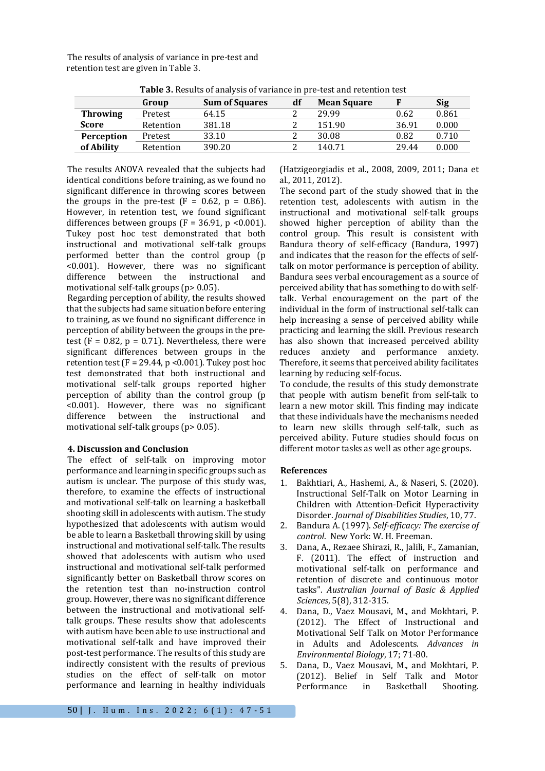The results of analysis of variance in pre-test and retention test are given in Table 3.

**Table 3.** Results of analysis of variance in pre-test and retention test

| | Group | Sum of Squares | df | Mean Square | F | Sig |
|---|---|---|---|---|---|---|
| **Throwing Score** | Pretest | 64.15 | 2 | 29.99 | 0.62 | 0.861 |
| | Retention | 381.18 | 2 | 151.90 | 36.91 | 0.000 |
| **Perception of Ability** | Pretest | 33.10 | 2 | 30.08 | 0.82 | 0.710 |
| | Retention | 390.20 | 2 | 140.71 | 29.44 | 0.000 |

The results ANOVA revealed that the subjects had identical conditions before training, as we found no significant difference in throwing scores between the groups in the pre-test ($F = 0.62$, $p = 0.86$). However, in retention test, we found significant differences between groups ($F = 36.91$, $p < 0.001$). Tukey post hoc test demonstrated that both instructional and motivational self-talk groups performed better than the control group ($p < 0.001$). However, there was no significant difference between the instructional and motivational self-talk groups ($p > 0.05$).

Regarding perception of ability, the results showed that the subjects had same situation before entering to training, as we found no significant difference in perception of ability between the groups in the pre-test ($F = 0.82$, $p = 0.71$). Nevertheless, there were significant differences between groups in the retention test ($F = 29.44$, $p < 0.001$). Tukey post hoc test demonstrated that both instructional and motivational self-talk groups reported higher perception of ability than the control group ($p < 0.001$). However, there was no significant difference between the instructional and motivational self-talk groups ($p > 0.05$).

## 4. Discussion and Conclusion

The effect of self-talk on improving motor performance and learning in specific groups such as autism is unclear. The purpose of this study was, therefore, to examine the effects of instructional and motivational self-talk on learning a basketball shooting skill in adolescents with autism. The study hypothesized that adolescents with autism would be able to learn a Basketball throwing skill by using instructional and motivational self-talk. The results showed that adolescents with autism who used instructional and motivational self-talk performed significantly better on Basketball throw scores on the retention test than no-instruction control group. However, there was no significant difference between the instructional and motivational self-talk groups. These results show that adolescents with autism have been able to use instructional and motivational self-talk and have improved their post-test performance. The results of this study are indirectly consistent with the results of previous studies on the effect of self-talk on motor performance and learning in healthy individuals (Hatzigeorgiadis et al., 2008, 2009, 2011; Dana et al., 2011, 2012).

The second part of the study showed that in the retention test, adolescents with autism in the instructional and motivational self-talk groups showed higher perception of ability than the control group. This result is consistent with Bandura theory of self-efficacy (Bandura, 1997) and indicates that the reason for the effects of self-talk on motor performance is perception of ability. Bandura sees verbal encouragement as a source of perceived ability that has something to do with self-talk. Verbal encouragement on the part of the individual in the form of instructional self-talk can help increasing a sense of perceived ability while practicing and learning the skill. Previous research has also shown that increased perceived ability reduces anxiety and performance anxiety. Therefore, it seems that perceived ability facilitates learning by reducing self-focus.

To conclude, the results of this study demonstrate that people with autism benefit from self-talk to learn a new motor skill. This finding may indicate that these individuals have the mechanisms needed to learn new skills through self-talk, such as perceived ability. Future studies should focus on different motor tasks as well as other age groups.

## References

1. Bakhtiari, A., Hashemi, A., & Naseri, S. (2020). Instructional Self-Talk on Motor Learning in Children with Attention-Deficit Hyperactivity Disorder. *Journal of Disabilities Studies*, 10, 77.
2. Bandura A. (1997). *Self-efficacy: The exercise of control*. New York: W. H. Freeman.
3. Dana, A., Rezaee Shirazi, R., Jalili, F., Zamanian, F. (2011). The effect of instruction and motivational self-talk on performance and retention of discrete and continuous motor tasks". *Australian Journal of Basic & Applied Sciences*, 5(8), 312-315.
4. Dana, D., Vaez Mousavi, M., and Mokhtari, P. (2012). The Effect of Instructional and Motivational Self Talk on Motor Performance in Adults and Adolescents. *Advances in Environmental Biology*, 17; 71-80.
5. Dana, D., Vaez Mousavi, M., and Mokhtari, P. (2012). Belief in Self Talk and Motor Performance in Basketball Shooting.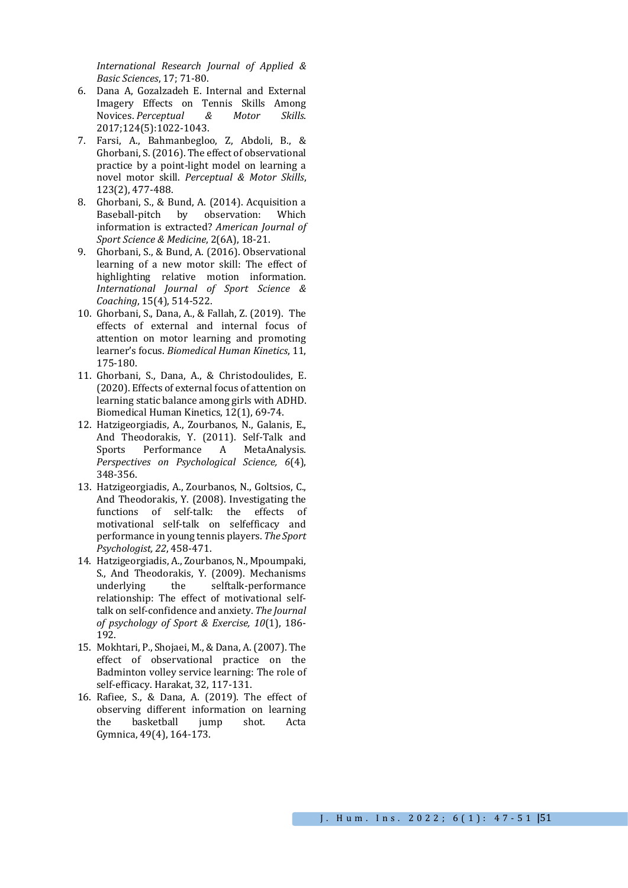*International Research Journal of Applied & Basic Sciences*, 17; 71-80.

6. Dana A, Gozalzadeh E. Internal and External Imagery Effects on Tennis Skills Among Novices. *Perceptual & Motor Skills*. 2017;124(5):1022-1043.
7. Farsi, A., Bahmanbegloo, Z, Abdoli, B., & Ghorbani, S. (2016). The effect of observational practice by a point-light model on learning a novel motor skill. *Perceptual & Motor Skills*, 123(2), 477-488.
8. Ghorbani, S., & Bund, A. (2014). Acquisition a Baseball-pitch by observation: Which information is extracted? *American Journal of Sport Science & Medicine*, 2(6A), 18-21.
9. Ghorbani, S., & Bund, A. (2016). Observational learning of a new motor skill: The effect of highlighting relative motion information. *International Journal of Sport Science & Coaching*, 15(4), 514-522.
10. Ghorbani, S., Dana, A., & Fallah, Z. (2019). The effects of external and internal focus of attention on motor learning and promoting learner's focus. *Biomedical Human Kinetics*, 11, 175-180.
11. Ghorbani, S., Dana, A., & Christodoulides, E. (2020). Effects of external focus of attention on learning static balance among girls with ADHD. Biomedical Human Kinetics, 12(1), 69-74.
12. Hatzigeorgiadis, A., Zourbanos, N., Galanis, E., And Theodorakis, Y. (2011). Self-Talk and Sports Performance A MetaAnalysis. *Perspectives on Psychological Science, 6*(4), 348-356.
13. Hatzigeorgiadis, A., Zourbanos, N., Goltsios, C., And Theodorakis, Y. (2008). Investigating the functions of self-talk: the effects of motivational self-talk on selfefficacy and performance in young tennis players. *The Sport Psychologist, 22*, 458-471.
14. Hatzigeorgiadis, A., Zourbanos, N., Mpoumpaki, S., And Theodorakis, Y. (2009). Mechanisms underlying the selftalk-performance relationship: The effect of motivational self-talk on self-confidence and anxiety. *The Journal of psychology of Sport & Exercise, 10*(1), 186-192.
15. Mokhtari, P., Shojaei, M., & Dana, A. (2007). The effect of observational practice on the Badminton volley service learning: The role of self-efficacy. Harakat, 32, 117-131.
16. Rafiee, S., & Dana, A. (2019). The effect of observing different information on learning the basketball jump shot. Acta Gymnica, 49(4), 164-173.